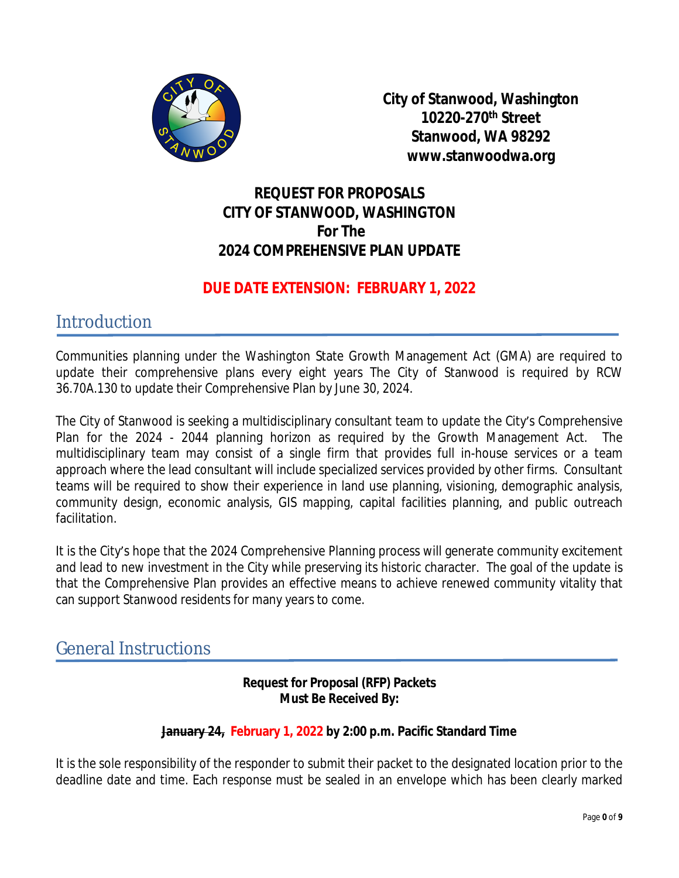**City of Stanwood, Washington**
**10220-270th Street**
**Stanwood, WA 98292**
**www.stanwoodwa.org**

# REQUEST FOR PROPOSALS
# CITY OF STANWOOD, WASHINGTON
# For The
# 2024 COMPREHENSIVE PLAN UPDATE

## DUE DATE EXTENSION: FEBRUARY 1, 2022

## Introduction

Communities planning under the Washington State Growth Management Act (GMA) are required to update their comprehensive plans every eight years The City of Stanwood is required by RCW 36.70A.130 to update their Comprehensive Plan by June 30, 2024.

The City of Stanwood is seeking a multidisciplinary consultant team to update the City's Comprehensive Plan for the 2024 - 2044 planning horizon as required by the Growth Management Act. The multidisciplinary team may consist of a single firm that provides full in-house services or a team approach where the lead consultant will include specialized services provided by other firms. Consultant teams will be required to show their experience in land use planning, visioning, demographic analysis, community design, economic analysis, GIS mapping, capital facilities planning, and public outreach facilitation.

It is the City's hope that the 2024 Comprehensive Planning process will generate community excitement and lead to new investment in the City while preserving its historic character. The goal of the update is that the Comprehensive Plan provides an effective means to achieve renewed community vitality that can support Stanwood residents for many years to come.

## General Instructions

**Request for Proposal (RFP) Packets**
**Must Be Received By:**

**~~January 24,~~ February 1, 2022 by 2:00 p.m. Pacific Standard Time**

It is the sole responsibility of the responder to submit their packet to the designated location prior to the deadline date and time. Each response must be sealed in an envelope which has been clearly marked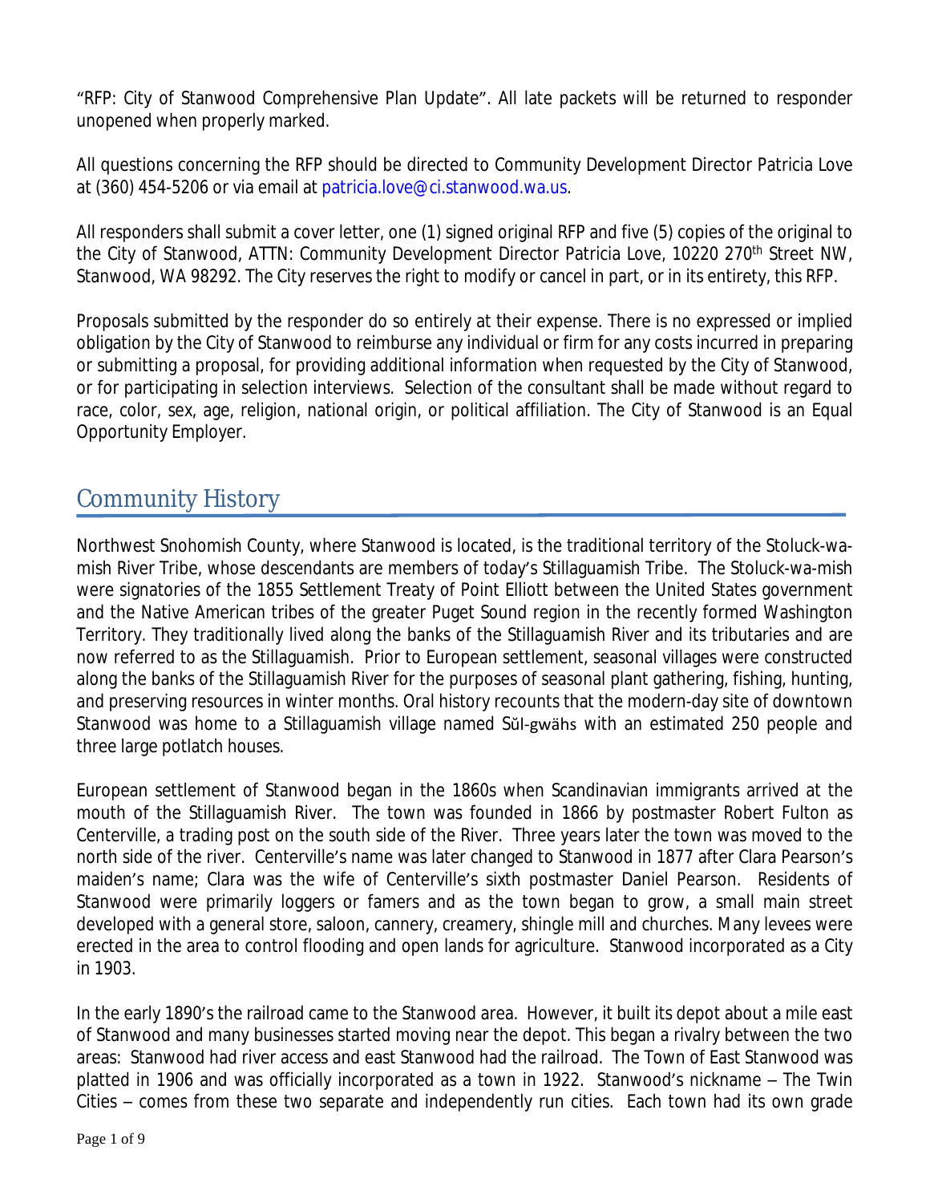"RFP: City of Stanwood Comprehensive Plan Update". All late packets will be returned to responder unopened when properly marked.

All questions concerning the RFP should be directed to Community Development Director Patricia Love at (360) 454-5206 or via email at patricia.love@ci.stanwood.wa.us.

All responders shall submit a cover letter, one (1) signed original RFP and five (5) copies of the original to the City of Stanwood, ATTN: Community Development Director Patricia Love, 10220 270th Street NW, Stanwood, WA 98292. The City reserves the right to modify or cancel in part, or in its entirety, this RFP.

Proposals submitted by the responder do so entirely at their expense. There is no expressed or implied obligation by the City of Stanwood to reimburse any individual or firm for any costs incurred in preparing or submitting a proposal, for providing additional information when requested by the City of Stanwood, or for participating in selection interviews. Selection of the consultant shall be made without regard to race, color, sex, age, religion, national origin, or political affiliation. The City of Stanwood is an Equal Opportunity Employer.

## Community History

Northwest Snohomish County, where Stanwood is located, is the traditional territory of the Stoluck-wa-mish River Tribe, whose descendants are members of today's Stillaguamish Tribe. The Stoluck-wa-mish were signatories of the 1855 Settlement Treaty of Point Elliott between the United States government and the Native American tribes of the greater Puget Sound region in the recently formed Washington Territory. They traditionally lived along the banks of the Stillaguamish River and its tributaries and are now referred to as the Stillaguamish. Prior to European settlement, seasonal villages were constructed along the banks of the Stillaguamish River for the purposes of seasonal plant gathering, fishing, hunting, and preserving resources in winter months. Oral history recounts that the modern-day site of downtown Stanwood was home to a Stillaguamish village named Sŭl-gwähs with an estimated 250 people and three large potlatch houses.

European settlement of Stanwood began in the 1860s when Scandinavian immigrants arrived at the mouth of the Stillaguamish River. The town was founded in 1866 by postmaster Robert Fulton as Centerville, a trading post on the south side of the River. Three years later the town was moved to the north side of the river. Centerville's name was later changed to Stanwood in 1877 after Clara Pearson's maiden's name; Clara was the wife of Centerville's sixth postmaster Daniel Pearson. Residents of Stanwood were primarily loggers or famers and as the town began to grow, a small main street developed with a general store, saloon, cannery, creamery, shingle mill and churches. Many levees were erected in the area to control flooding and open lands for agriculture. Stanwood incorporated as a City in 1903.

In the early 1890's the railroad came to the Stanwood area. However, it built its depot about a mile east of Stanwood and many businesses started moving near the depot. This began a rivalry between the two areas: Stanwood had river access and east Stanwood had the railroad. The Town of East Stanwood was platted in 1906 and was officially incorporated as a town in 1922. Stanwood's nickname – The Twin Cities – comes from these two separate and independently run cities. Each town had its own grade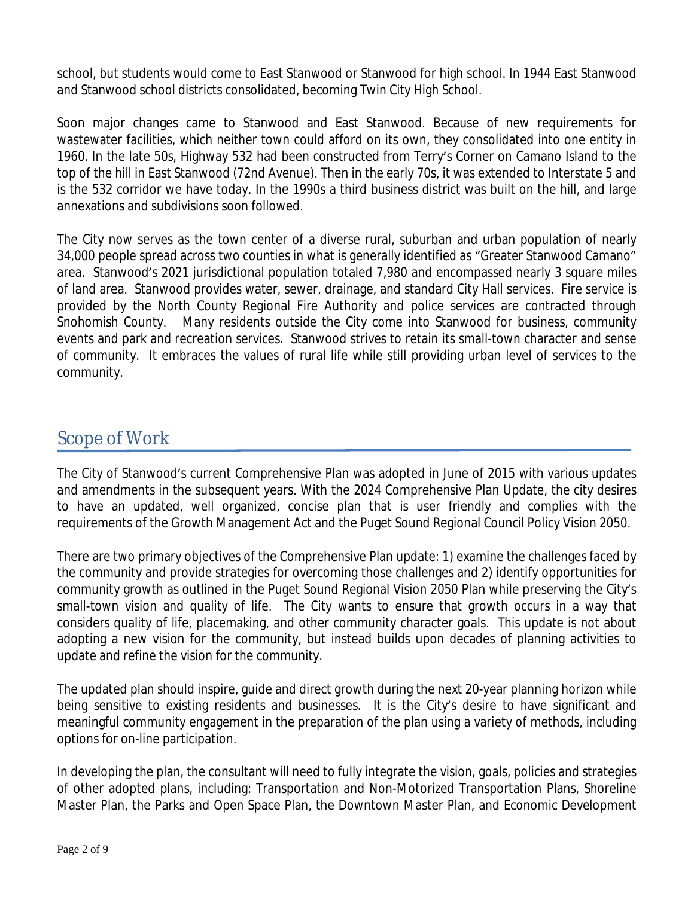school, but students would come to East Stanwood or Stanwood for high school. In 1944 East Stanwood and Stanwood school districts consolidated, becoming Twin City High School.

Soon major changes came to Stanwood and East Stanwood. Because of new requirements for wastewater facilities, which neither town could afford on its own, they consolidated into one entity in 1960. In the late 50s, Highway 532 had been constructed from Terry's Corner on Camano Island to the top of the hill in East Stanwood (72nd Avenue). Then in the early 70s, it was extended to Interstate 5 and is the 532 corridor we have today. In the 1990s a third business district was built on the hill, and large annexations and subdivisions soon followed.

The City now serves as the town center of a diverse rural, suburban and urban population of nearly 34,000 people spread across two counties in what is generally identified as "Greater Stanwood Camano" area. Stanwood's 2021 jurisdictional population totaled 7,980 and encompassed nearly 3 square miles of land area. Stanwood provides water, sewer, drainage, and standard City Hall services. Fire service is provided by the North County Regional Fire Authority and police services are contracted through Snohomish County. Many residents outside the City come into Stanwood for business, community events and park and recreation services. Stanwood strives to retain its small-town character and sense of community. It embraces the values of rural life while still providing urban level of services to the community.

## Scope of Work

The City of Stanwood's current Comprehensive Plan was adopted in June of 2015 with various updates and amendments in the subsequent years. With the 2024 Comprehensive Plan Update, the city desires to have an updated, well organized, concise plan that is user friendly and complies with the requirements of the Growth Management Act and the Puget Sound Regional Council Policy Vision 2050.

There are two primary objectives of the Comprehensive Plan update: 1) examine the challenges faced by the community and provide strategies for overcoming those challenges and 2) identify opportunities for community growth as outlined in the Puget Sound Regional Vision 2050 Plan while preserving the City's small-town vision and quality of life. The City wants to ensure that growth occurs in a way that considers quality of life, placemaking, and other community character goals. This update is not about adopting a new vision for the community, but instead builds upon decades of planning activities to update and refine the vision for the community.

The updated plan should inspire, guide and direct growth during the next 20-year planning horizon while being sensitive to existing residents and businesses. It is the City's desire to have significant and meaningful community engagement in the preparation of the plan using a variety of methods, including options for on-line participation.

In developing the plan, the consultant will need to fully integrate the vision, goals, policies and strategies of other adopted plans, including: Transportation and Non-Motorized Transportation Plans, Shoreline Master Plan, the Parks and Open Space Plan, the Downtown Master Plan, and Economic Development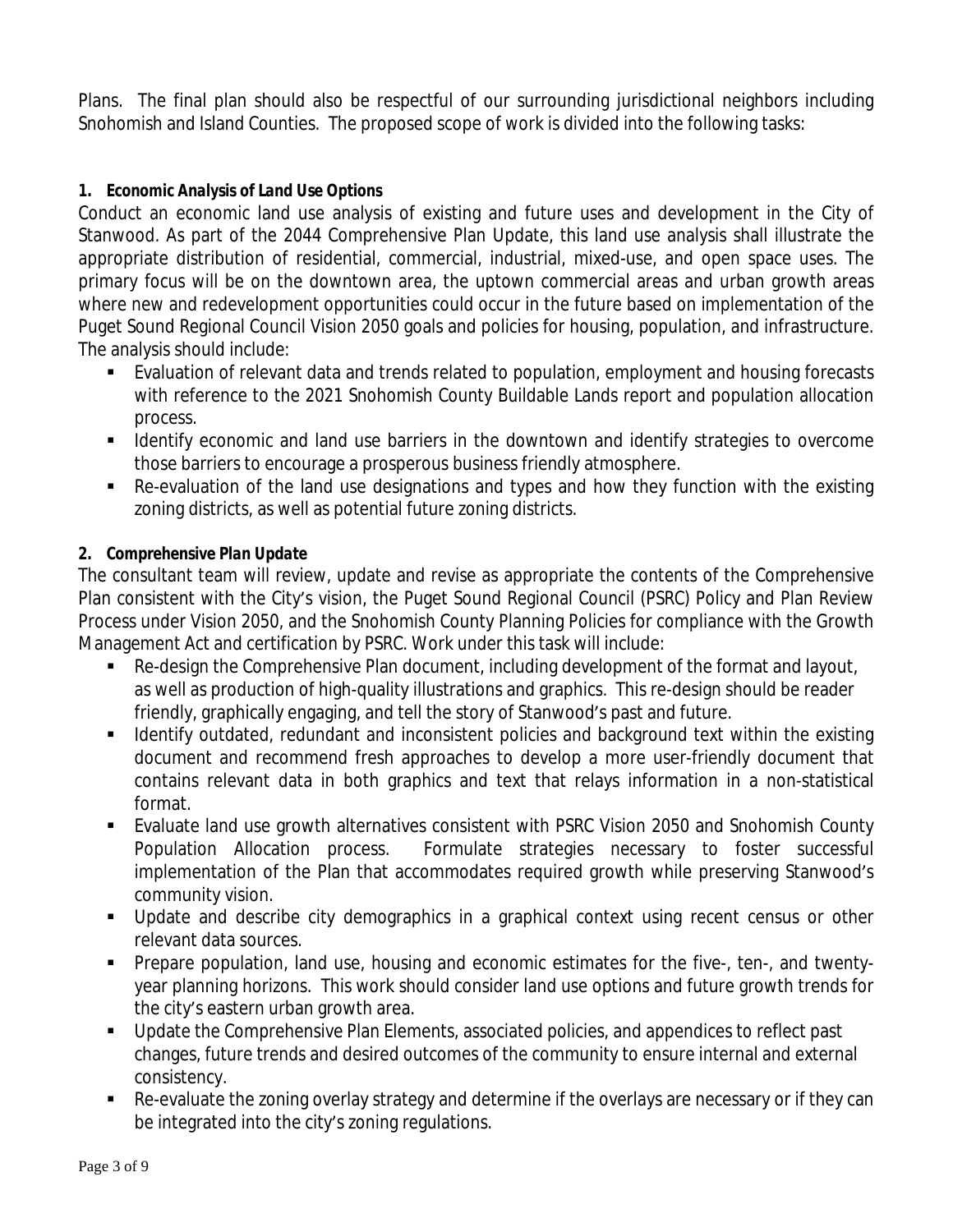Plans. The final plan should also be respectful of our surrounding jurisdictional neighbors including Snohomish and Island Counties. The proposed scope of work is divided into the following tasks:

**1. *Economic Analysis of Land Use Options***

Conduct an economic land use analysis of existing and future uses and development in the City of Stanwood. As part of the 2044 Comprehensive Plan Update, this land use analysis shall illustrate the appropriate distribution of residential, commercial, industrial, mixed-use, and open space uses. The primary focus will be on the downtown area, the uptown commercial areas and urban growth areas where new and redevelopment opportunities could occur in the future based on implementation of the Puget Sound Regional Council Vision 2050 goals and policies for housing, population, and infrastructure. The analysis should include:

- Evaluation of relevant data and trends related to population, employment and housing forecasts with reference to the 2021 Snohomish County Buildable Lands report and population allocation process.
- Identify economic and land use barriers in the downtown and identify strategies to overcome those barriers to encourage a prosperous business friendly atmosphere.
- Re-evaluation of the land use designations and types and how they function with the existing zoning districts, as well as potential future zoning districts.

**2. *Comprehensive Plan Update***

The consultant team will review, update and revise as appropriate the contents of the Comprehensive Plan consistent with the City's vision, the Puget Sound Regional Council (PSRC) Policy and Plan Review Process under Vision 2050, and the Snohomish County Planning Policies for compliance with the Growth Management Act and certification by PSRC. Work under this task will include:

- Re-design the Comprehensive Plan document, including development of the format and layout, as well as production of high-quality illustrations and graphics. This re-design should be reader friendly, graphically engaging, and tell the story of Stanwood's past and future.
- Identify outdated, redundant and inconsistent policies and background text within the existing document and recommend fresh approaches to develop a more user-friendly document that contains relevant data in both graphics and text that relays information in a non-statistical format.
- Evaluate land use growth alternatives consistent with PSRC Vision 2050 and Snohomish County Population Allocation process. Formulate strategies necessary to foster successful implementation of the Plan that accommodates required growth while preserving Stanwood's community vision.
- Update and describe city demographics in a graphical context using recent census or other relevant data sources.
- Prepare population, land use, housing and economic estimates for the five-, ten-, and twenty-year planning horizons. This work should consider land use options and future growth trends for the city's eastern urban growth area.
- Update the Comprehensive Plan Elements, associated policies, and appendices to reflect past changes, future trends and desired outcomes of the community to ensure internal and external consistency.
- Re-evaluate the zoning overlay strategy and determine if the overlays are necessary or if they can be integrated into the city's zoning regulations.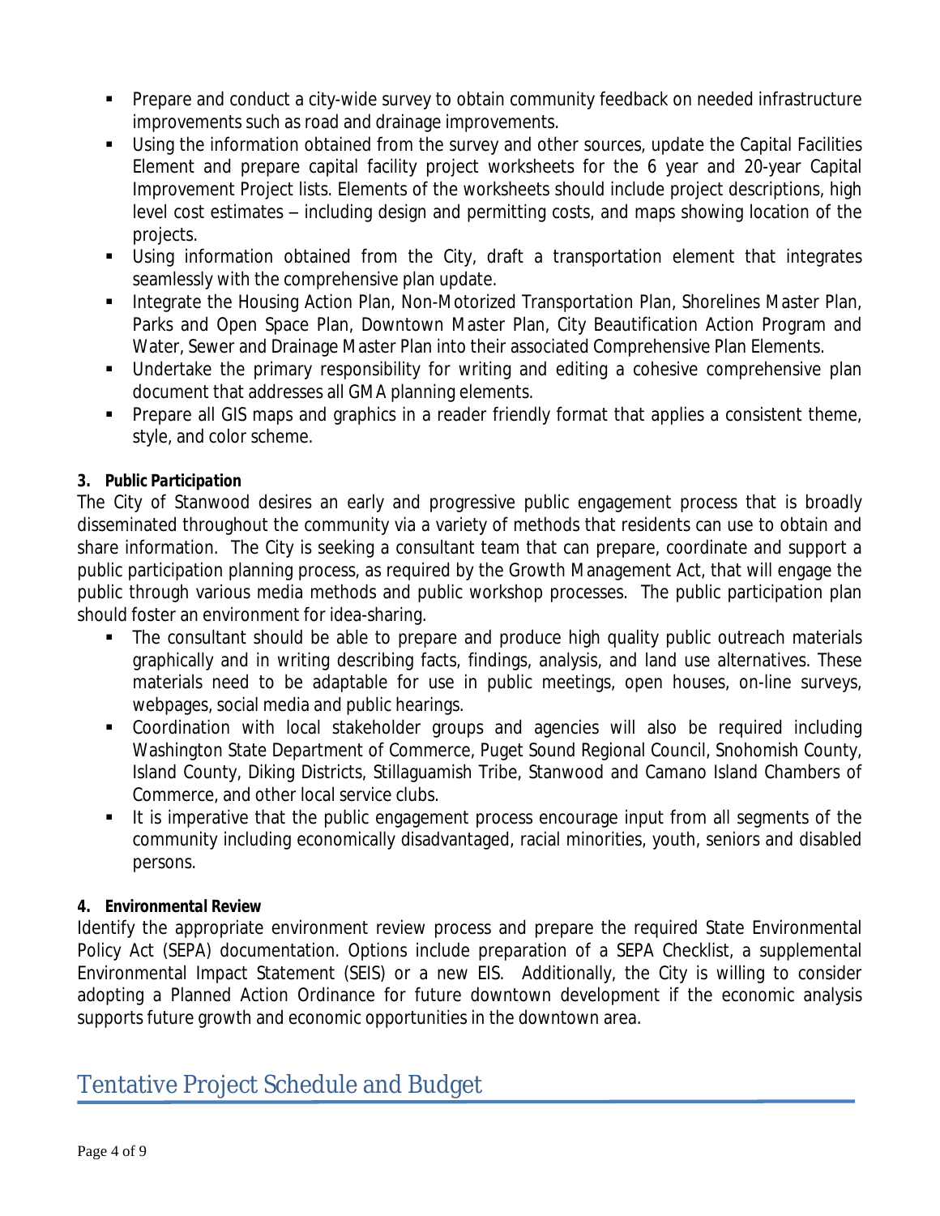- Prepare and conduct a city-wide survey to obtain community feedback on needed infrastructure improvements such as road and drainage improvements.
- Using the information obtained from the survey and other sources, update the Capital Facilities Element and prepare capital facility project worksheets for the 6 year and 20-year Capital Improvement Project lists. Elements of the worksheets should include project descriptions, high level cost estimates – including design and permitting costs, and maps showing location of the projects.
- Using information obtained from the City, draft a transportation element that integrates seamlessly with the comprehensive plan update.
- Integrate the Housing Action Plan, Non-Motorized Transportation Plan, Shorelines Master Plan, Parks and Open Space Plan, Downtown Master Plan, City Beautification Action Program and Water, Sewer and Drainage Master Plan into their associated Comprehensive Plan Elements.
- Undertake the primary responsibility for writing and editing a cohesive comprehensive plan document that addresses all GMA planning elements.
- Prepare all GIS maps and graphics in a reader friendly format that applies a consistent theme, style, and color scheme.

**3. *Public Participation***

The City of Stanwood desires an early and progressive public engagement process that is broadly disseminated throughout the community via a variety of methods that residents can use to obtain and share information. The City is seeking a consultant team that can prepare, coordinate and support a public participation planning process, as required by the Growth Management Act, that will engage the public through various media methods and public workshop processes. The public participation plan should foster an environment for idea-sharing.

- The consultant should be able to prepare and produce high quality public outreach materials graphically and in writing describing facts, findings, analysis, and land use alternatives. These materials need to be adaptable for use in public meetings, open houses, on-line surveys, webpages, social media and public hearings.
- Coordination with local stakeholder groups and agencies will also be required including Washington State Department of Commerce, Puget Sound Regional Council, Snohomish County, Island County, Diking Districts, Stillaguamish Tribe, Stanwood and Camano Island Chambers of Commerce, and other local service clubs.
- It is imperative that the public engagement process encourage input from all segments of the community including economically disadvantaged, racial minorities, youth, seniors and disabled persons.

**4. *Environmental Review***

Identify the appropriate environment review process and prepare the required State Environmental Policy Act (SEPA) documentation. Options include preparation of a SEPA Checklist, a supplemental Environmental Impact Statement (SEIS) or a new EIS. Additionally, the City is willing to consider adopting a Planned Action Ordinance for future downtown development if the economic analysis supports future growth and economic opportunities in the downtown area.

## Tentative Project Schedule and Budget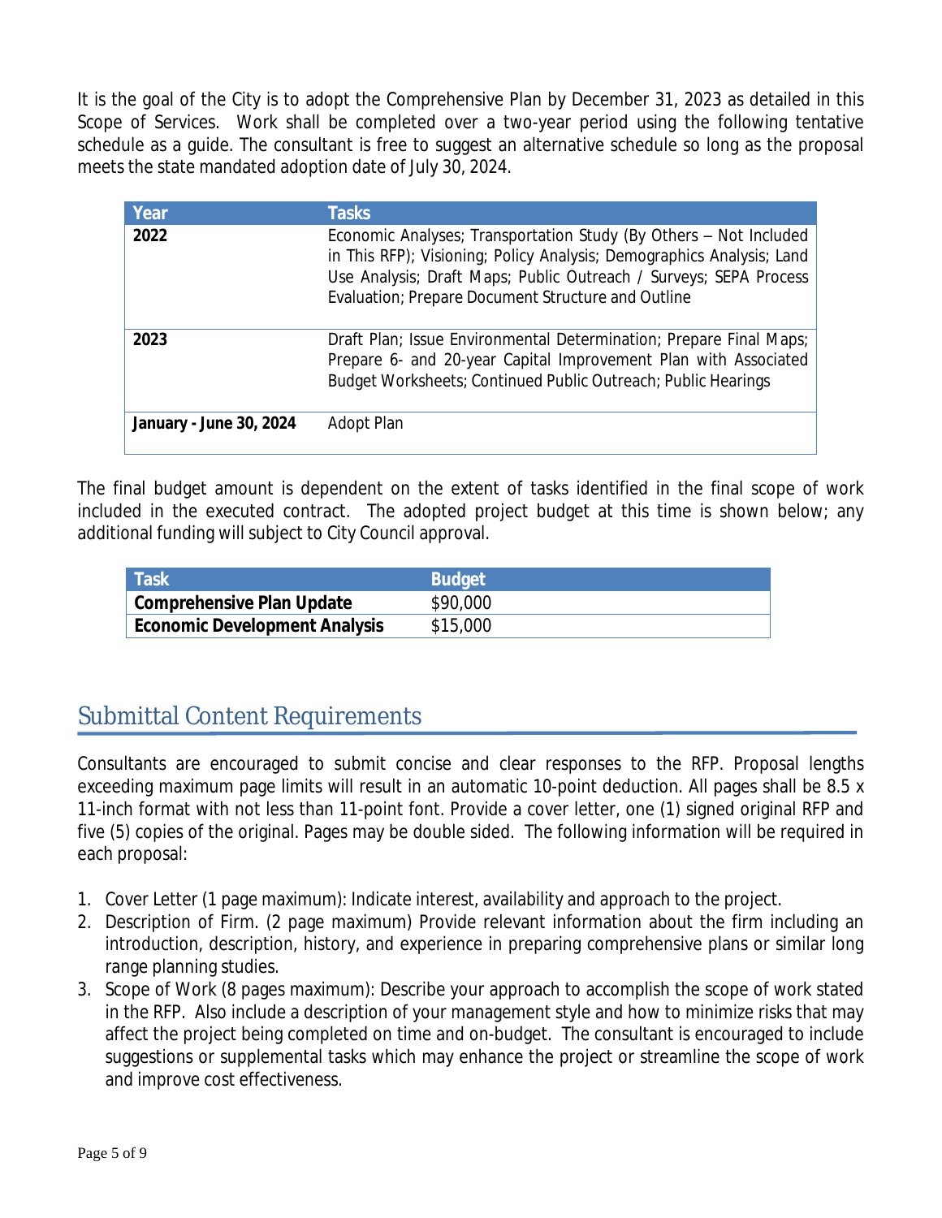It is the goal of the City is to adopt the Comprehensive Plan by December 31, 2023 as detailed in this Scope of Services. Work shall be completed over a two-year period using the following tentative schedule as a guide. The consultant is free to suggest an alternative schedule so long as the proposal meets the state mandated adoption date of July 30, 2024.

| Year | Tasks |
|---|---|
| **2022** | Economic Analyses; Transportation Study (By Others – Not Included in This RFP); Visioning; Policy Analysis; Demographics Analysis; Land Use Analysis; Draft Maps; Public Outreach / Surveys; SEPA Process Evaluation; Prepare Document Structure and Outline |
| **2023** | Draft Plan; Issue Environmental Determination; Prepare Final Maps; Prepare 6- and 20-year Capital Improvement Plan with Associated Budget Worksheets; Continued Public Outreach; Public Hearings |
| **January - June 30, 2024** | Adopt Plan |

The final budget amount is dependent on the extent of tasks identified in the final scope of work included in the executed contract. The adopted project budget at this time is shown below; any additional funding will subject to City Council approval.

| Task | Budget |
|---|---|
| **Comprehensive Plan Update** | $90,000 |
| **Economic Development Analysis** | $15,000 |

## Submittal Content Requirements

Consultants are encouraged to submit concise and clear responses to the RFP. Proposal lengths exceeding maximum page limits will result in an automatic 10-point deduction. All pages shall be 8.5 x 11-inch format with not less than 11-point font. Provide a cover letter, one (1) signed original RFP and five (5) copies of the original. Pages may be double sided. The following information will be required in each proposal:

1. Cover Letter (1 page maximum): Indicate interest, availability and approach to the project.
2. Description of Firm. (2 page maximum) Provide relevant information about the firm including an introduction, description, history, and experience in preparing comprehensive plans or similar long range planning studies.
3. Scope of Work (8 pages maximum): Describe your approach to accomplish the scope of work stated in the RFP. Also include a description of your management style and how to minimize risks that may affect the project being completed on time and on-budget. The consultant is encouraged to include suggestions or supplemental tasks which may enhance the project or streamline the scope of work and improve cost effectiveness.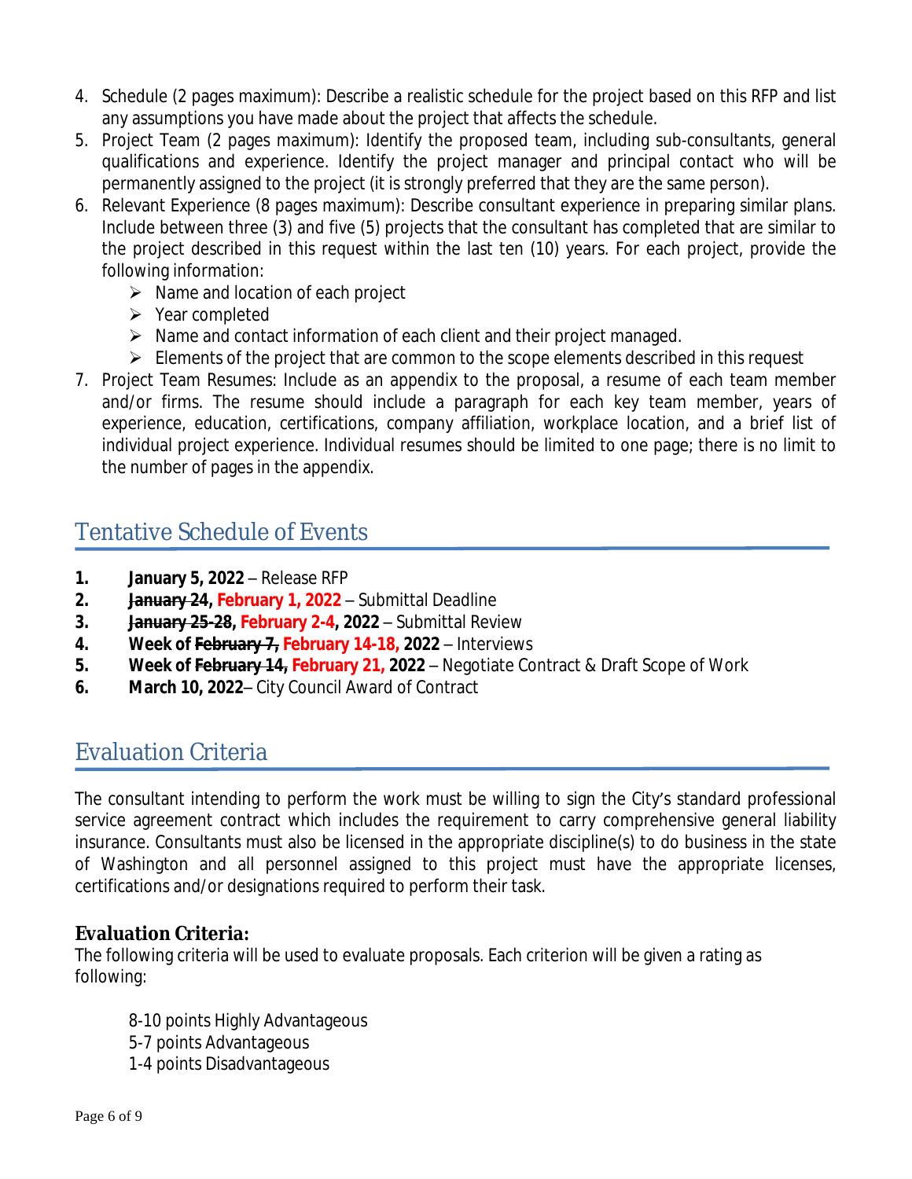4. Schedule (2 pages maximum): Describe a realistic schedule for the project based on this RFP and list any assumptions you have made about the project that affects the schedule.
5. Project Team (2 pages maximum): Identify the proposed team, including sub-consultants, general qualifications and experience. Identify the project manager and principal contact who will be permanently assigned to the project (it is strongly preferred that they are the same person).
6. Relevant Experience (8 pages maximum): Describe consultant experience in preparing similar plans. Include between three (3) and five (5) projects that the consultant has completed that are similar to the project described in this request within the last ten (10) years. For each project, provide the following information:
   - Name and location of each project
   - Year completed
   - Name and contact information of each client and their project managed.
   - Elements of the project that are common to the scope elements described in this request
7. Project Team Resumes: Include as an appendix to the proposal, a resume of each team member and/or firms. The resume should include a paragraph for each key team member, years of experience, education, certifications, company affiliation, workplace location, and a brief list of individual project experience. Individual resumes should be limited to one page; there is no limit to the number of pages in the appendix.

## Tentative Schedule of Events

1. **January 5, 2022** – Release RFP
2. **~~January 24~~, February 1, 2022** – Submittal Deadline
3. **~~January 25-28~~, February 2-4, 2022** – Submittal Review
4. **Week of ~~February 7,~~ February 14-18, 2022** – Interviews
5. **Week of ~~February 14~~, February 21, 2022** – Negotiate Contract & Draft Scope of Work
6. **March 10, 2022**– City Council Award of Contract

## Evaluation Criteria

The consultant intending to perform the work must be willing to sign the City's standard professional service agreement contract which includes the requirement to carry comprehensive general liability insurance. Consultants must also be licensed in the appropriate discipline(s) to do business in the state of Washington and all personnel assigned to this project must have the appropriate licenses, certifications and/or designations required to perform their task.

### Evaluation Criteria:

The following criteria will be used to evaluate proposals. Each criterion will be given a rating as following:

8-10 points Highly Advantageous
5-7 points Advantageous
1-4 points Disadvantageous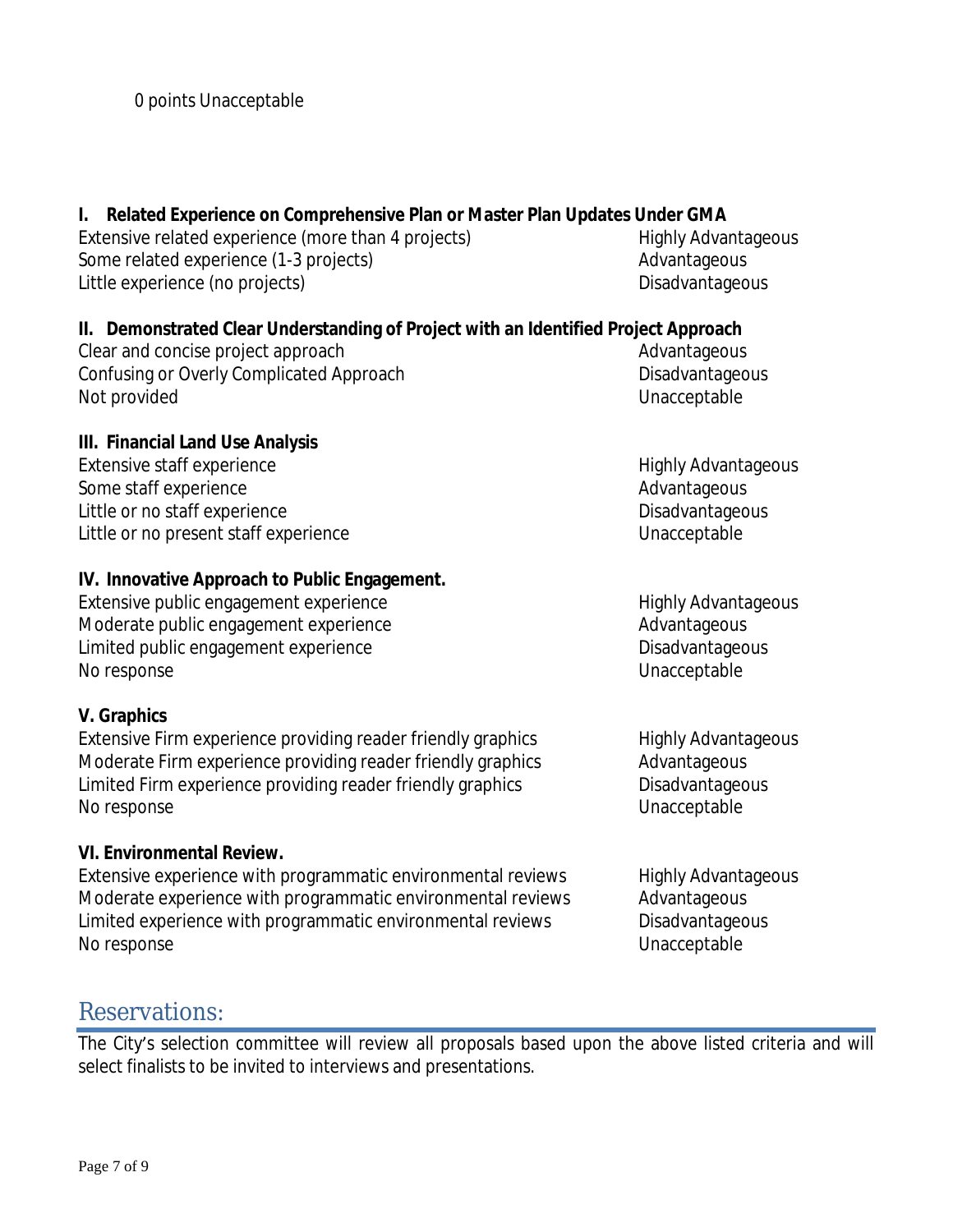0 points Unacceptable

**I. Related Experience on Comprehensive Plan or Master Plan Updates Under GMA**

| | |
|---|---|
| Extensive related experience (more than 4 projects) | Highly Advantageous |
| Some related experience (1-3 projects) | Advantageous |
| Little experience (no projects) | Disadvantageous |

**II. Demonstrated Clear Understanding of Project with an Identified Project Approach**

| | |
|---|---|
| Clear and concise project approach | Advantageous |
| Confusing or Overly Complicated Approach | Disadvantageous |
| Not provided | Unacceptable |

**III. Financial Land Use Analysis**

| | |
|---|---|
| Extensive staff experience | Highly Advantageous |
| Some staff experience | Advantageous |
| Little or no staff experience | Disadvantageous |
| Little or no present staff experience | Unacceptable |

**IV. Innovative Approach to Public Engagement.**

| | |
|---|---|
| Extensive public engagement experience | Highly Advantageous |
| Moderate public engagement experience | Advantageous |
| Limited public engagement experience | Disadvantageous |
| No response | Unacceptable |

**V. Graphics**

| | |
|---|---|
| Extensive Firm experience providing reader friendly graphics | Highly Advantageous |
| Moderate Firm experience providing reader friendly graphics | Advantageous |
| Limited Firm experience providing reader friendly graphics | Disadvantageous |
| No response | Unacceptable |

**VI. Environmental Review.**

| | |
|---|---|
| Extensive experience with programmatic environmental reviews | Highly Advantageous |
| Moderate experience with programmatic environmental reviews | Advantageous |
| Limited experience with programmatic environmental reviews | Disadvantageous |
| No response | Unacceptable |

## Reservations:

The City's selection committee will review all proposals based upon the above listed criteria and will select finalists to be invited to interviews and presentations.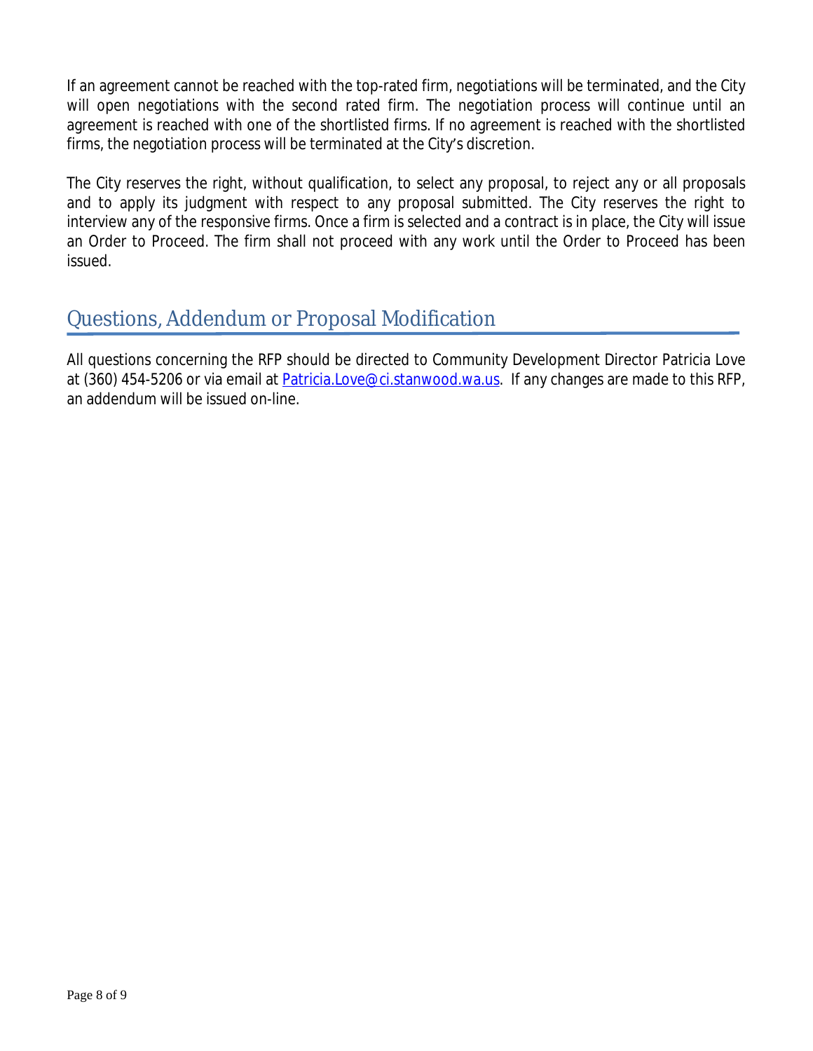If an agreement cannot be reached with the top-rated firm, negotiations will be terminated, and the City will open negotiations with the second rated firm. The negotiation process will continue until an agreement is reached with one of the shortlisted firms. If no agreement is reached with the shortlisted firms, the negotiation process will be terminated at the City's discretion.

The City reserves the right, without qualification, to select any proposal, to reject any or all proposals and to apply its judgment with respect to any proposal submitted. The City reserves the right to interview any of the responsive firms. Once a firm is selected and a contract is in place, the City will issue an Order to Proceed. The firm shall not proceed with any work until the Order to Proceed has been issued.

## Questions, Addendum or Proposal Modification

All questions concerning the RFP should be directed to Community Development Director Patricia Love at (360) 454-5206 or via email at Patricia.Love@ci.stanwood.wa.us. If any changes are made to this RFP, an addendum will be issued on-line.